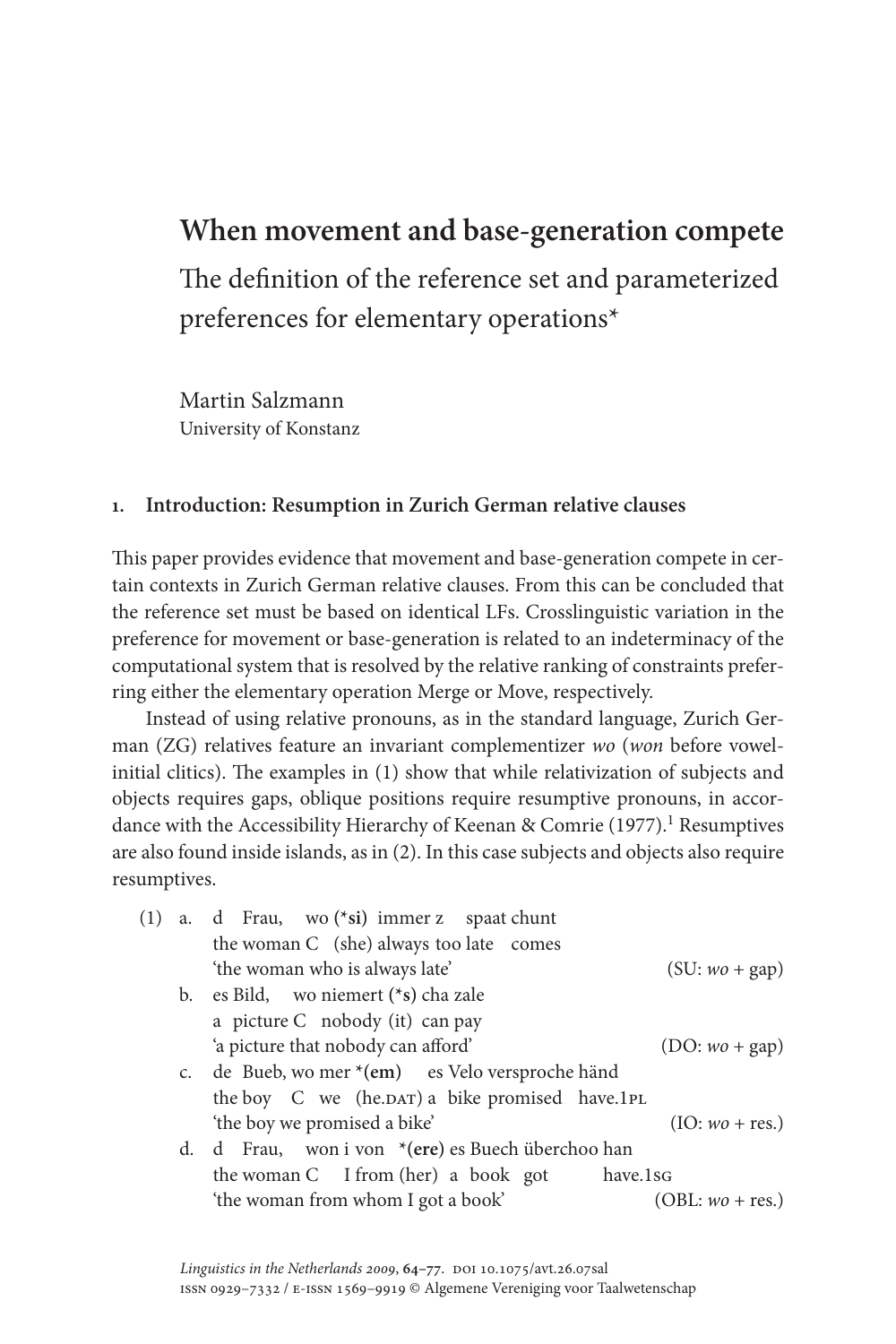# When movement and base-generation compete

## The definition of the reference set and parameterized preferences for elementary operations*

Martin Salzmann
University of Konstanz

### 1. Introduction: Resumption in Zurich German relative clauses

This paper provides evidence that movement and base-generation compete in certain contexts in Zurich German relative clauses. From this can be concluded that the reference set must be based on identical LFs. Crosslinguistic variation in the preference for movement or base-generation is related to an indeterminacy of the computational system that is resolved by the relative ranking of constraints preferring either the elementary operation Merge or Move, respectively.

Instead of using relative pronouns, as in the standard language, Zurich German (ZG) relatives feature an invariant complementizer *wo* (*won* before vowel-initial clitics). The examples in (1) show that while relativization of subjects and objects requires gaps, oblique positions require resumptive pronouns, in accordance with the Accessibility Hierarchy of Keenan & Comrie (1977).[1] Resumptives are also found inside islands, as in (2). In this case subjects and objects also require resumptives.

(1) a. d Frau, wo (*__si__) immer z spaat chunt
  the woman C (she) always too late comes
  'the woman who is always late' (SU: *wo* + gap)

 b. es Bild, wo niemert (*__s__) cha zale
  a picture C nobody (it) can pay
  'a picture that nobody can afford' (DO: *wo* + gap)

 c. de Bueb, wo mer *(__em__) es Velo versproche händ
  the boy C we (he.DAT) a bike promised have.1PL
  'the boy we promised a bike' (IO: *wo* + res.)

 d. d Frau, won i von *(__ere__) es Buech überchoo han
  the woman C I from (her) a book got have.1SG
  'the woman from whom I got a book' (OBL: *wo* + res.)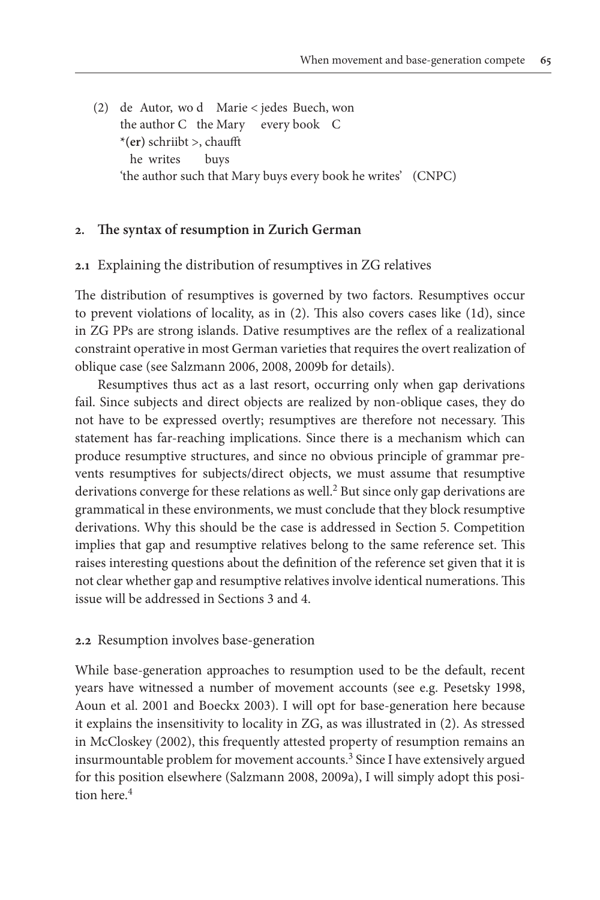(2) de Autor, wo d Marie < jedes Buech, won
    the author C the Mary every book C
    *(**er**) schriibt >, chaufft
    he writes buys
    'the author such that Mary buys every book he writes' (CNPC)

## 2. The syntax of resumption in Zurich German

### 2.1 Explaining the distribution of resumptives in ZG relatives

The distribution of resumptives is governed by two factors. Resumptives occur to prevent violations of locality, as in (2). This also covers cases like (1d), since in ZG PPs are strong islands. Dative resumptives are the reflex of a realizational constraint operative in most German varieties that requires the overt realization of oblique case (see Salzmann 2006, 2008, 2009b for details).

Resumptives thus act as a last resort, occurring only when gap derivations fail. Since subjects and direct objects are realized by non-oblique cases, they do not have to be expressed overtly; resumptives are therefore not necessary. This statement has far-reaching implications. Since there is a mechanism which can produce resumptive structures, and since no obvious principle of grammar prevents resumptives for subjects/direct objects, we must assume that resumptive derivations converge for these relations as well.[2] But since only gap derivations are grammatical in these environments, we must conclude that they block resumptive derivations. Why this should be the case is addressed in Section 5. Competition implies that gap and resumptive relatives belong to the same reference set. This raises interesting questions about the definition of the reference set given that it is not clear whether gap and resumptive relatives involve identical numerations. This issue will be addressed in Sections 3 and 4.

### 2.2 Resumption involves base-generation

While base-generation approaches to resumption used to be the default, recent years have witnessed a number of movement accounts (see e.g. Pesetsky 1998, Aoun et al. 2001 and Boeckx 2003). I will opt for base-generation here because it explains the insensitivity to locality in ZG, as was illustrated in (2). As stressed in McCloskey (2002), this frequently attested property of resumption remains an insurmountable problem for movement accounts.[3] Since I have extensively argued for this position elsewhere (Salzmann 2008, 2009a), I will simply adopt this position here.[4]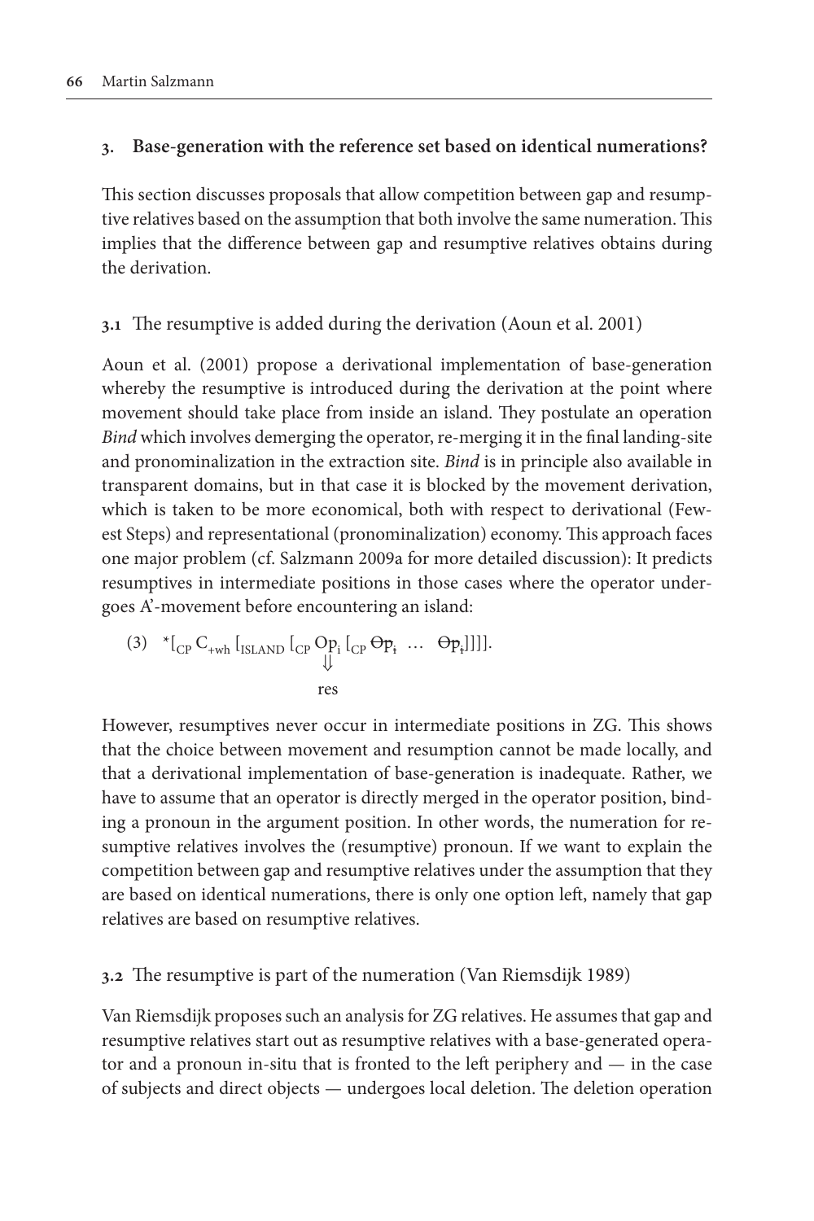## 3. Base-generation with the reference set based on identical numerations?

This section discusses proposals that allow competition between gap and resumptive relatives based on the assumption that both involve the same numeration. This implies that the difference between gap and resumptive relatives obtains during the derivation.

### 3.1 The resumptive is added during the derivation (Aoun et al. 2001)

Aoun et al. (2001) propose a derivational implementation of base-generation whereby the resumptive is introduced during the derivation at the point where movement should take place from inside an island. They postulate an operation *Bind* which involves demerging the operator, re-merging it in the final landing-site and pronominalization in the extraction site. *Bind* is in principle also available in transparent domains, but in that case it is blocked by the movement derivation, which is taken to be more economical, both with respect to derivational (Fewest Steps) and representational (pronominalization) economy. This approach faces one major problem (cf. Salzmann 2009a for more detailed discussion): It predicts resumptives in intermediate positions in those cases where the operator undergoes A'-movement before encountering an island:

(3) $^{*}[_{CP}\ C_{+wh}\ [_{ISLAND}\ [_{CP}\ \underset{\substack{\Downarrow \\ \text{res}}}{Op_i}\ [_{CP}\ \sout{Op_i}\ \ldots\ \sout{Op_i}]]]]$.

However, resumptives never occur in intermediate positions in ZG. This shows that the choice between movement and resumption cannot be made locally, and that a derivational implementation of base-generation is inadequate. Rather, we have to assume that an operator is directly merged in the operator position, binding a pronoun in the argument position. In other words, the numeration for resumptive relatives involves the (resumptive) pronoun. If we want to explain the competition between gap and resumptive relatives under the assumption that they are based on identical numerations, there is only one option left, namely that gap relatives are based on resumptive relatives.

### 3.2 The resumptive is part of the numeration (Van Riemsdijk 1989)

Van Riemsdijk proposes such an analysis for ZG relatives. He assumes that gap and resumptive relatives start out as resumptive relatives with a base-generated operator and a pronoun in-situ that is fronted to the left periphery and — in the case of subjects and direct objects — undergoes local deletion. The deletion operation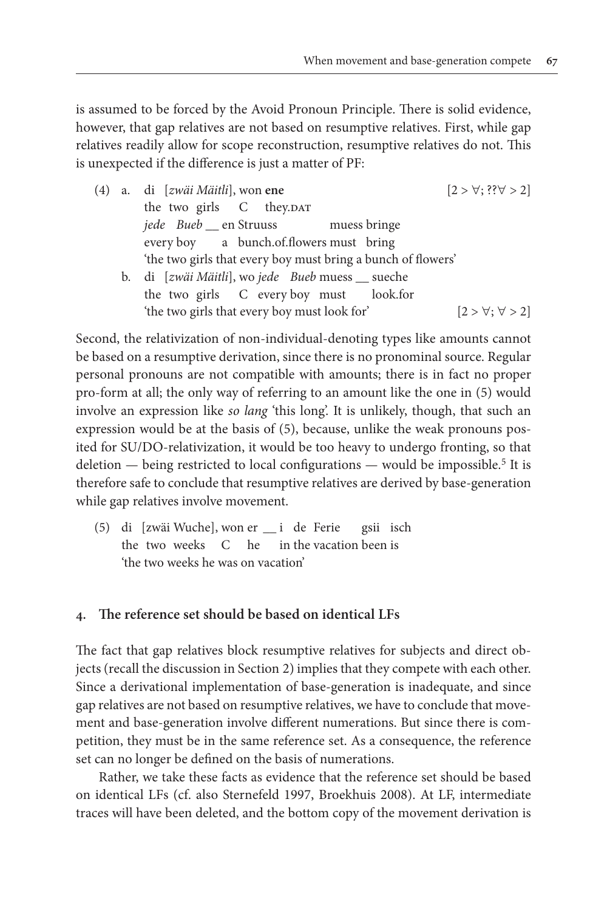is assumed to be forced by the Avoid Pronoun Principle. There is solid evidence, however, that gap relatives are not based on resumptive relatives. First, while gap relatives readily allow for scope reconstruction, resumptive relatives do not. This is unexpected if the difference is just a matter of PF:

(4) a. di [*zwäi Mäitli*], won **ene** *jede Bueb* __ en Struuss muess bringe  [$2 > \forall$; ??$\forall > 2$]
   the two girls C they.DAT every boy a bunch.of.flowers must bring
   'the two girls that every boy must bring a bunch of flowers'

   b. di [*zwäi Mäitli*], wo *jede Bueb* muess __ sueche
   the two girls C every boy must look.for
   'the two girls that every boy must look for'  [$2 > \forall$; $\forall > 2$]

Second, the relativization of non-individual-denoting types like amounts cannot be based on a resumptive derivation, since there is no pronominal source. Regular personal pronouns are not compatible with amounts; there is in fact no proper pro-form at all; the only way of referring to an amount like the one in (5) would involve an expression like *so lang* 'this long'. It is unlikely, though, that such an expression would be at the basis of (5), because, unlike the weak pronouns posited for SU/DO-relativization, it would be too heavy to undergo fronting, so that deletion — being restricted to local configurations — would be impossible.[5] It is therefore safe to conclude that resumptive relatives are derived by base-generation while gap relatives involve movement.

(5) di [zwäi Wuche], won er __ i de Ferie gsii isch
   the two weeks C he in the vacation been is
   'the two weeks he was on vacation'

## 4. The reference set should be based on identical LFs

The fact that gap relatives block resumptive relatives for subjects and direct objects (recall the discussion in Section 2) implies that they compete with each other. Since a derivational implementation of base-generation is inadequate, and since gap relatives are not based on resumptive relatives, we have to conclude that movement and base-generation involve different numerations. But since there is competition, they must be in the same reference set. As a consequence, the reference set can no longer be defined on the basis of numerations.

Rather, we take these facts as evidence that the reference set should be based on identical LFs (cf. also Sternefeld 1997, Broekhuis 2008). At LF, intermediate traces will have been deleted, and the bottom copy of the movement derivation is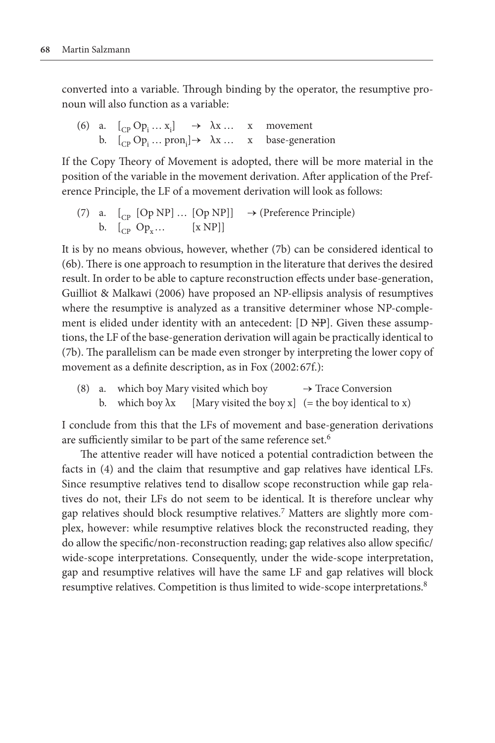converted into a variable. Through binding by the operator, the resumptive pronoun will also function as a variable:

(6) a. $[_{CP}\ Op_i \ldots x_i] \rightarrow \lambda x \ldots\ x$ movement
  b. $[_{CP}\ Op_i \ldots pron_i] \rightarrow \lambda x \ldots\ x$ base-generation

If the Copy Theory of Movement is adopted, there will be more material in the position of the variable in the movement derivation. After application of the Preference Principle, the LF of a movement derivation will look as follows:

(7) a. $[_{CP}$ [Op NP] … [Op NP]] → (Preference Principle)
  b. $[_{CP}\ Op_x \ldots$ [x NP]]

It is by no means obvious, however, whether (7b) can be considered identical to (6b). There is one approach to resumption in the literature that derives the desired result. In order to be able to capture reconstruction effects under base-generation, Guilliot & Malkawi (2006) have proposed an NP-ellipsis analysis of resumptives where the resumptive is analyzed as a transitive determiner whose NP-complement is elided under identity with an antecedent: [D ~~NP~~]. Given these assumptions, the LF of the base-generation derivation will again be practically identical to (7b). The parallelism can be made even stronger by interpreting the lower copy of movement as a definite description, as in Fox (2002: 67f.):

(8) a. which boy Mary visited which boy → Trace Conversion
  b. which boy $\lambda x$ [Mary visited the boy x] (= the boy identical to x)

I conclude from this that the LFs of movement and base-generation derivations are sufficiently similar to be part of the same reference set.[6]

The attentive reader will have noticed a potential contradiction between the facts in (4) and the claim that resumptive and gap relatives have identical LFs. Since resumptive relatives tend to disallow scope reconstruction while gap relatives do not, their LFs do not seem to be identical. It is therefore unclear why gap relatives should block resumptive relatives.[7] Matters are slightly more complex, however: while resumptive relatives block the reconstructed reading, they do allow the specific/non-reconstruction reading; gap relatives also allow specific/wide-scope interpretations. Consequently, under the wide-scope interpretation, gap and resumptive relatives will have the same LF and gap relatives will block resumptive relatives. Competition is thus limited to wide-scope interpretations.[8]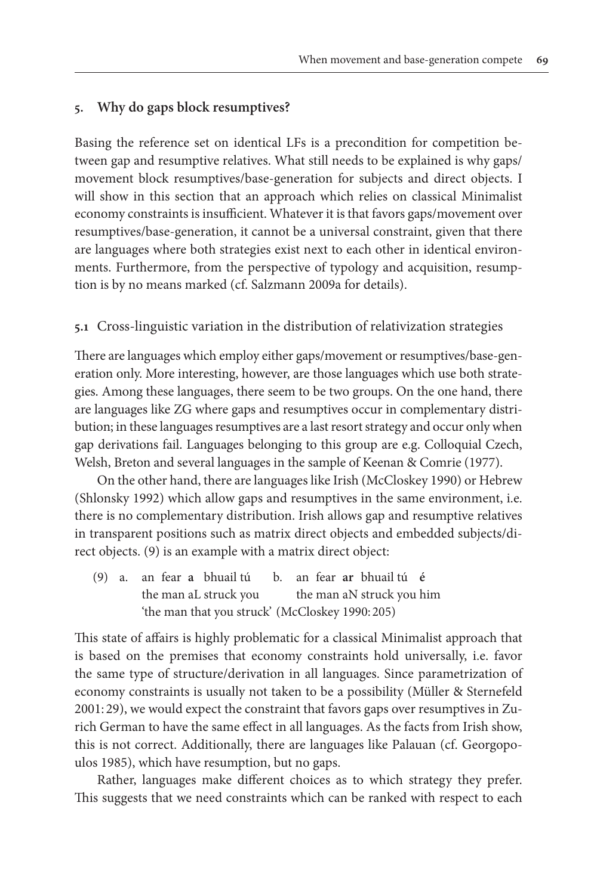## 5. Why do gaps block resumptives?

Basing the reference set on identical LFs is a precondition for competition between gap and resumptive relatives. What still needs to be explained is why gaps/movement block resumptives/base-generation for subjects and direct objects. I will show in this section that an approach which relies on classical Minimalist economy constraints is insufficient. Whatever it is that favors gaps/movement over resumptives/base-generation, it cannot be a universal constraint, given that there are languages where both strategies exist next to each other in identical environments. Furthermore, from the perspective of typology and acquisition, resumption is by no means marked (cf. Salzmann 2009a for details).

### 5.1 Cross-linguistic variation in the distribution of relativization strategies

There are languages which employ either gaps/movement or resumptives/base-generation only. More interesting, however, are those languages which use both strategies. Among these languages, there seem to be two groups. On the one hand, there are languages like ZG where gaps and resumptives occur in complementary distribution; in these languages resumptives are a last resort strategy and occur only when gap derivations fail. Languages belonging to this group are e.g. Colloquial Czech, Welsh, Breton and several languages in the sample of Keenan & Comrie (1977).

On the other hand, there are languages like Irish (McCloskey 1990) or Hebrew (Shlonsky 1992) which allow gaps and resumptives in the same environment, i.e. there is no complementary distribution. Irish allows gap and resumptive relatives in transparent positions such as matrix direct objects and embedded subjects/direct objects. (9) is an example with a matrix direct object:

(9) a. an fear **a** bhuail tú  
  the man aL struck you  
 b. an fear **ar** bhuail tú **é**  
  the man aN struck you him  
 'the man that you struck' (McCloskey 1990: 205)

This state of affairs is highly problematic for a classical Minimalist approach that is based on the premises that economy constraints hold universally, i.e. favor the same type of structure/derivation in all languages. Since parametrization of economy constraints is usually not taken to be a possibility (Müller & Sternefeld 2001: 29), we would expect the constraint that favors gaps over resumptives in Zurich German to have the same effect in all languages. As the facts from Irish show, this is not correct. Additionally, there are languages like Palauan (cf. Georgopoulos 1985), which have resumption, but no gaps.

Rather, languages make different choices as to which strategy they prefer. This suggests that we need constraints which can be ranked with respect to each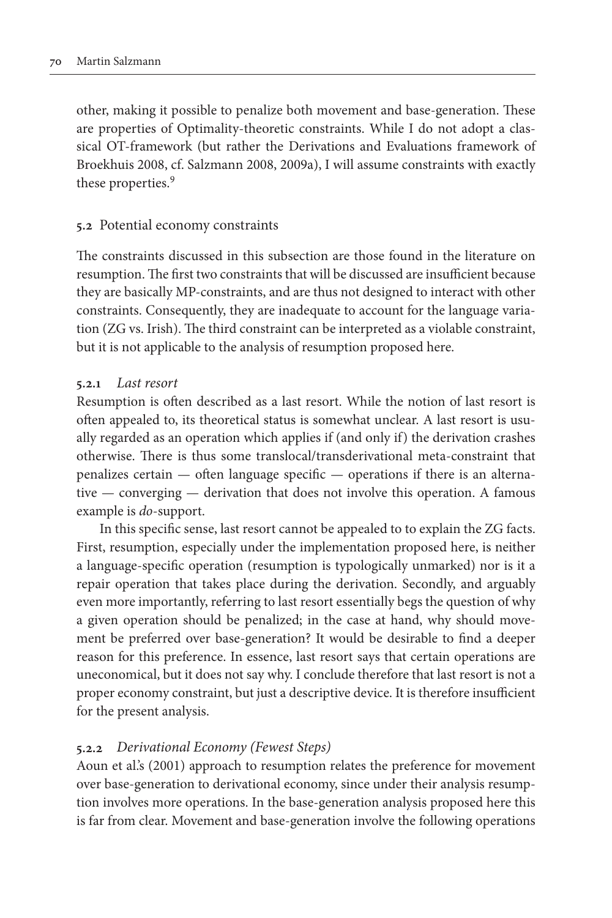other, making it possible to penalize both movement and base-generation. These are properties of Optimality-theoretic constraints. While I do not adopt a classical OT-framework (but rather the Derivations and Evaluations framework of Broekhuis 2008, cf. Salzmann 2008, 2009a), I will assume constraints with exactly these properties.[9]

## 5.2 Potential economy constraints

The constraints discussed in this subsection are those found in the literature on resumption. The first two constraints that will be discussed are insufficient because they are basically MP-constraints, and are thus not designed to interact with other constraints. Consequently, they are inadequate to account for the language variation (ZG vs. Irish). The third constraint can be interpreted as a violable constraint, but it is not applicable to the analysis of resumption proposed here.

### 5.2.1 *Last resort*

Resumption is often described as a last resort. While the notion of last resort is often appealed to, its theoretical status is somewhat unclear. A last resort is usually regarded as an operation which applies if (and only if) the derivation crashes otherwise. There is thus some translocal/transderivational meta-constraint that penalizes certain — often language specific — operations if there is an alternative — converging — derivation that does not involve this operation. A famous example is *do*-support.

In this specific sense, last resort cannot be appealed to to explain the ZG facts. First, resumption, especially under the implementation proposed here, is neither a language-specific operation (resumption is typologically unmarked) nor is it a repair operation that takes place during the derivation. Secondly, and arguably even more importantly, referring to last resort essentially begs the question of why a given operation should be penalized; in the case at hand, why should movement be preferred over base-generation? It would be desirable to find a deeper reason for this preference. In essence, last resort says that certain operations are uneconomical, but it does not say why. I conclude therefore that last resort is not a proper economy constraint, but just a descriptive device. It is therefore insufficient for the present analysis.

### 5.2.2 *Derivational Economy (Fewest Steps)*

Aoun et al.'s (2001) approach to resumption relates the preference for movement over base-generation to derivational economy, since under their analysis resumption involves more operations. In the base-generation analysis proposed here this is far from clear. Movement and base-generation involve the following operations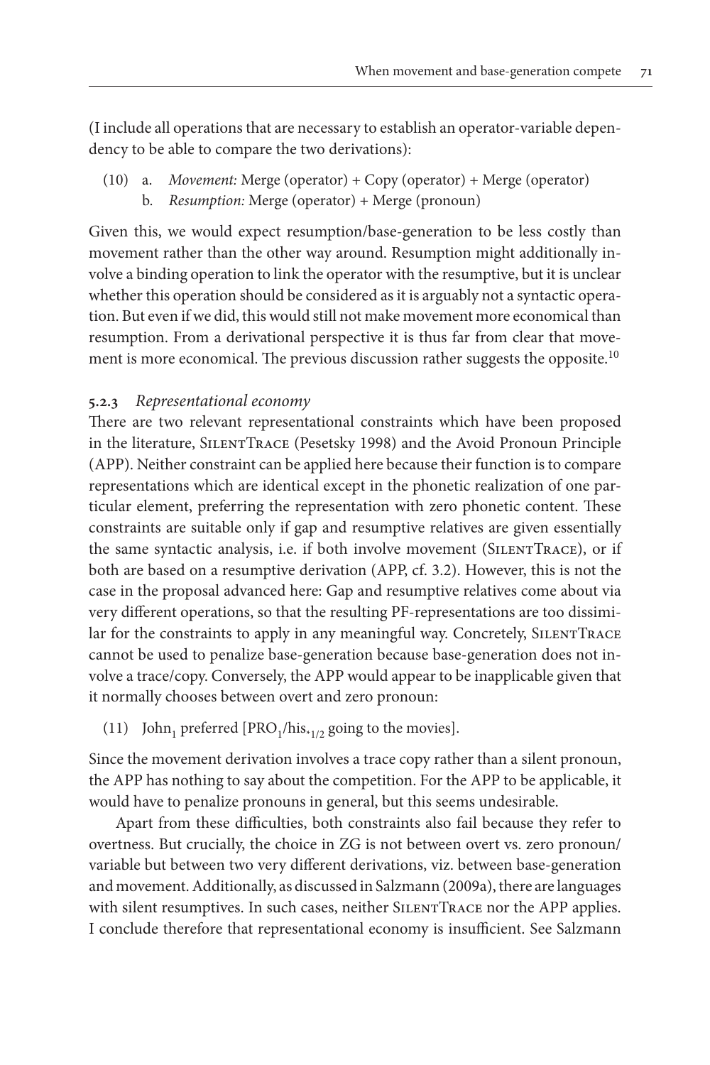(I include all operations that are necessary to establish an operator-variable dependency to be able to compare the two derivations):

(10) a. *Movement:* Merge (operator) + Copy (operator) + Merge (operator)
   b. *Resumption:* Merge (operator) + Merge (pronoun)

Given this, we would expect resumption/base-generation to be less costly than movement rather than the other way around. Resumption might additionally involve a binding operation to link the operator with the resumptive, but it is unclear whether this operation should be considered as it is arguably not a syntactic operation. But even if we did, this would still not make movement more economical than resumption. From a derivational perspective it is thus far from clear that movement is more economical. The previous discussion rather suggests the opposite.[10]

### 5.2.3 *Representational economy*

There are two relevant representational constraints which have been proposed in the literature, SilentTrace (Pesetsky 1998) and the Avoid Pronoun Principle (APP). Neither constraint can be applied here because their function is to compare representations which are identical except in the phonetic realization of one particular element, preferring the representation with zero phonetic content. These constraints are suitable only if gap and resumptive relatives are given essentially the same syntactic analysis, i.e. if both involve movement (SilentTrace), or if both are based on a resumptive derivation (APP, cf. 3.2). However, this is not the case in the proposal advanced here: Gap and resumptive relatives come about via very different operations, so that the resulting PF-representations are too dissimilar for the constraints to apply in any meaningful way. Concretely, SilentTrace cannot be used to penalize base-generation because base-generation does not involve a trace/copy. Conversely, the APP would appear to be inapplicable given that it normally chooses between overt and zero pronoun:

(11) John$_1$ preferred [PRO$_1$/his$_{*1/2}$ going to the movies].

Since the movement derivation involves a trace copy rather than a silent pronoun, the APP has nothing to say about the competition. For the APP to be applicable, it would have to penalize pronouns in general, but this seems undesirable.

Apart from these difficulties, both constraints also fail because they refer to overtness. But crucially, the choice in ZG is not between overt vs. zero pronoun/variable but between two very different derivations, viz. between base-generation and movement. Additionally, as discussed in Salzmann (2009a), there are languages with silent resumptives. In such cases, neither SilentTrace nor the APP applies. I conclude therefore that representational economy is insufficient. See Salzmann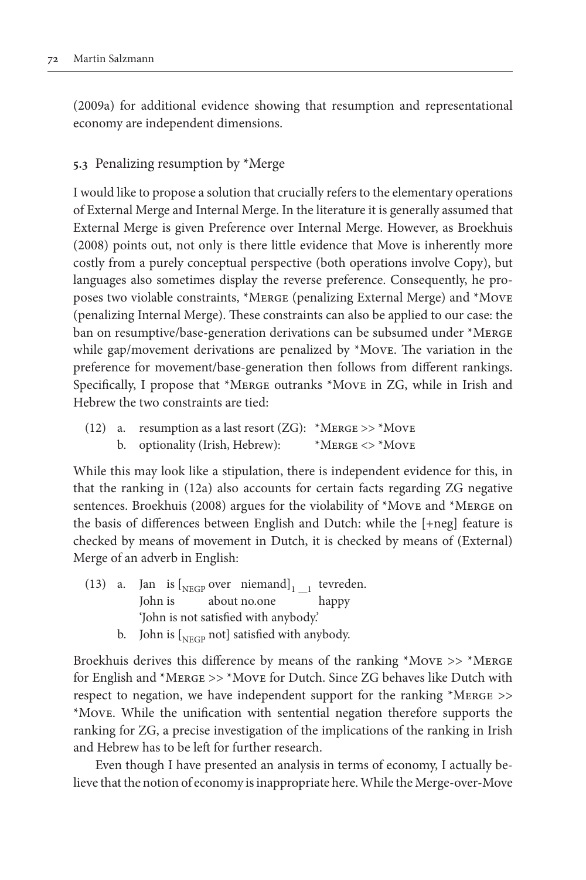(2009a) for additional evidence showing that resumption and representational economy are independent dimensions.

### 5.3 Penalizing resumption by *Merge

I would like to propose a solution that crucially refers to the elementary operations of External Merge and Internal Merge. In the literature it is generally assumed that External Merge is given Preference over Internal Merge. However, as Broekhuis (2008) points out, not only is there little evidence that Move is inherently more costly from a purely conceptual perspective (both operations involve Copy), but languages also sometimes display the reverse preference. Consequently, he proposes two violable constraints, *Merge (penalizing External Merge) and *Move (penalizing Internal Merge). These constraints can also be applied to our case: the ban on resumptive/base-generation derivations can be subsumed under *Merge while gap/movement derivations are penalized by *Move. The variation in the preference for movement/base-generation then follows from different rankings. Specifically, I propose that *Merge outranks *Move in ZG, while in Irish and Hebrew the two constraints are tied:

(12) a. resumption as a last resort (ZG): *Merge >> *Move
b. optionality (Irish, Hebrew): *Merge <> *Move

While this may look like a stipulation, there is independent evidence for this, in that the ranking in (12a) also accounts for certain facts regarding ZG negative sentences. Broekhuis (2008) argues for the violability of *Move and *Merge on the basis of differences between English and Dutch: while the [+neg] feature is checked by means of movement in Dutch, it is checked by means of (External) Merge of an adverb in English:

(13) a. Jan is $[_{\text{NEGP}}$ over niemand$]_1$ $\_\__1$ tevreden.
John is about no.one happy
'John is not satisfied with anybody.'
b. John is $[_{\text{NEGP}}$ not$]$ satisfied with anybody.

Broekhuis derives this difference by means of the ranking *Move >> *Merge for English and *Merge >> *Move for Dutch. Since ZG behaves like Dutch with respect to negation, we have independent support for the ranking *Merge >> *Move. While the unification with sentential negation therefore supports the ranking for ZG, a precise investigation of the implications of the ranking in Irish and Hebrew has to be left for further research.

Even though I have presented an analysis in terms of economy, I actually believe that the notion of economy is inappropriate here. While the Merge-over-Move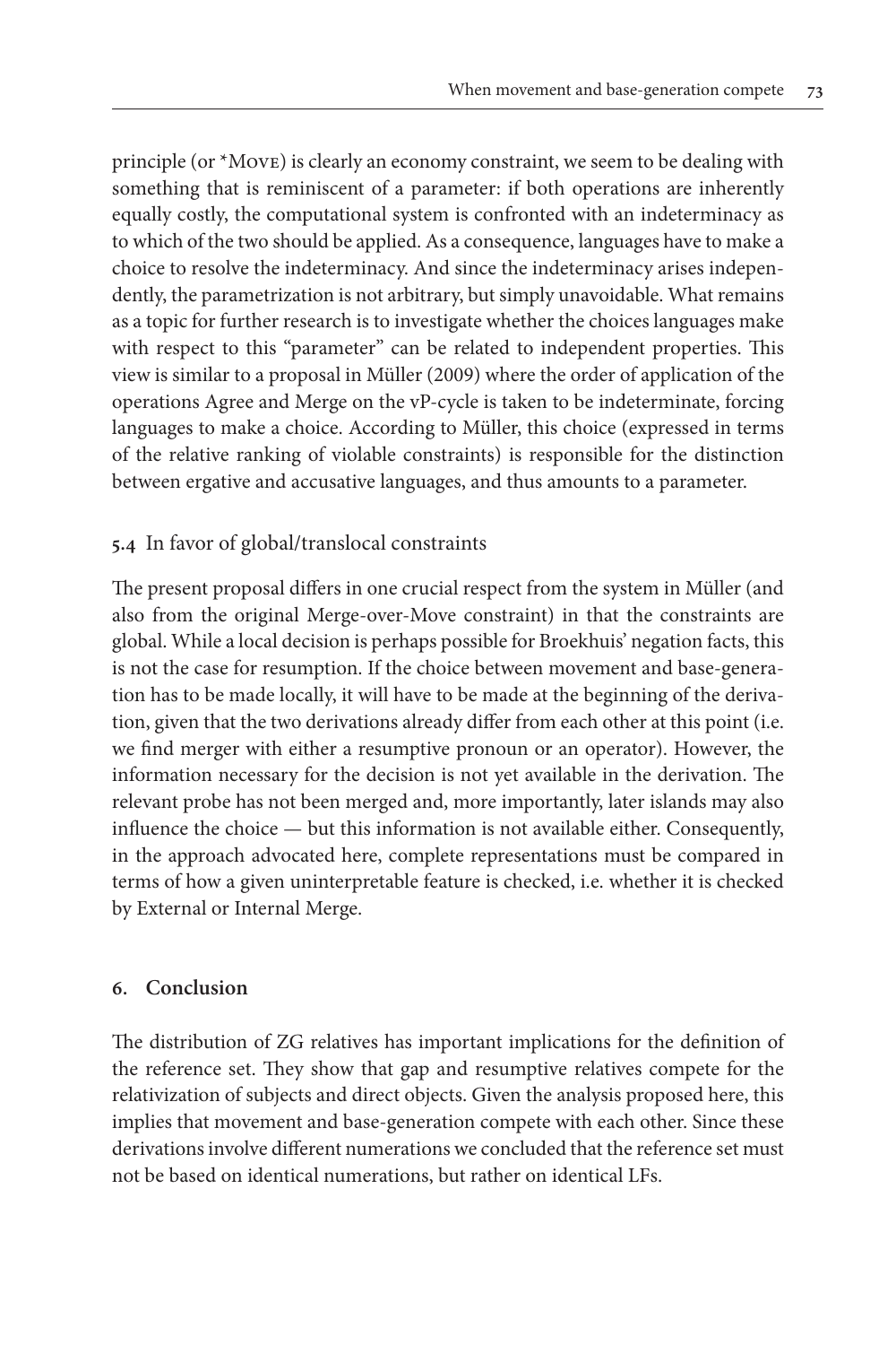principle (or *Move) is clearly an economy constraint, we seem to be dealing with something that is reminiscent of a parameter: if both operations are inherently equally costly, the computational system is confronted with an indeterminacy as to which of the two should be applied. As a consequence, languages have to make a choice to resolve the indeterminacy. And since the indeterminacy arises independently, the parametrization is not arbitrary, but simply unavoidable. What remains as a topic for further research is to investigate whether the choices languages make with respect to this "parameter" can be related to independent properties. This view is similar to a proposal in Müller (2009) where the order of application of the operations Agree and Merge on the vP-cycle is taken to be indeterminate, forcing languages to make a choice. According to Müller, this choice (expressed in terms of the relative ranking of violable constraints) is responsible for the distinction between ergative and accusative languages, and thus amounts to a parameter.

### 5.4 In favor of global/translocal constraints

The present proposal differs in one crucial respect from the system in Müller (and also from the original Merge-over-Move constraint) in that the constraints are global. While a local decision is perhaps possible for Broekhuis' negation facts, this is not the case for resumption. If the choice between movement and base-generation has to be made locally, it will have to be made at the beginning of the derivation, given that the two derivations already differ from each other at this point (i.e. we find merger with either a resumptive pronoun or an operator). However, the information necessary for the decision is not yet available in the derivation. The relevant probe has not been merged and, more importantly, later islands may also influence the choice — but this information is not available either. Consequently, in the approach advocated here, complete representations must be compared in terms of how a given uninterpretable feature is checked, i.e. whether it is checked by External or Internal Merge.

## 6. Conclusion

The distribution of ZG relatives has important implications for the definition of the reference set. They show that gap and resumptive relatives compete for the relativization of subjects and direct objects. Given the analysis proposed here, this implies that movement and base-generation compete with each other. Since these derivations involve different numerations we concluded that the reference set must not be based on identical numerations, but rather on identical LFs.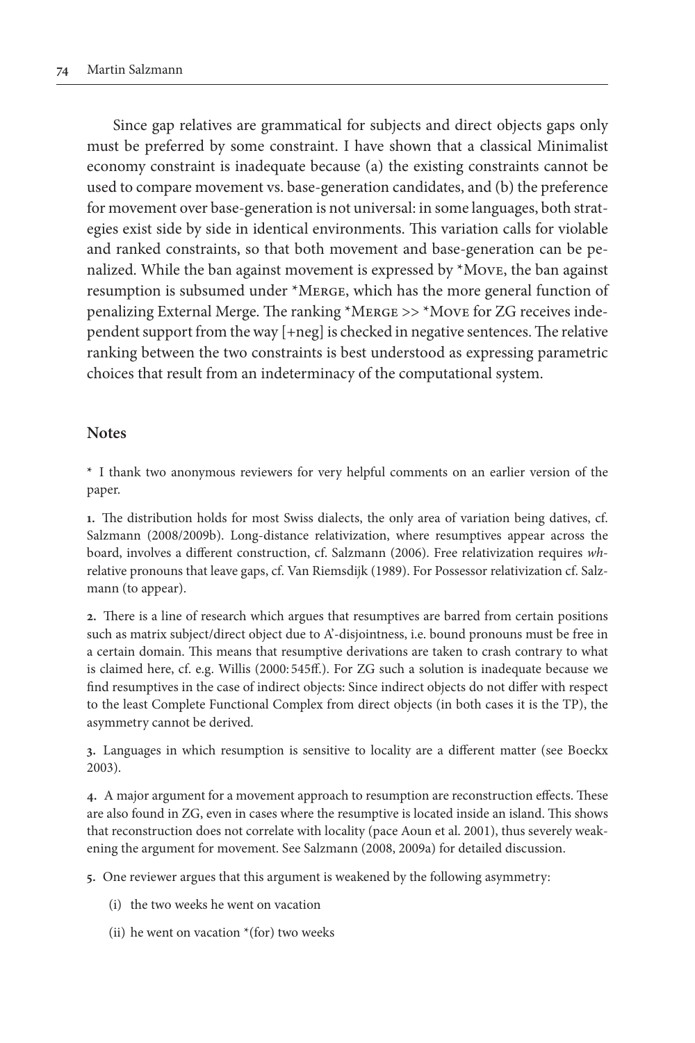Since gap relatives are grammatical for subjects and direct objects gaps only must be preferred by some constraint. I have shown that a classical Minimalist economy constraint is inadequate because (a) the existing constraints cannot be used to compare movement vs. base-generation candidates, and (b) the preference for movement over base-generation is not universal: in some languages, both strategies exist side by side in identical environments. This variation calls for violable and ranked constraints, so that both movement and base-generation can be penalized. While the ban against movement is expressed by *Move, the ban against resumption is subsumed under *Merge, which has the more general function of penalizing External Merge. The ranking *Merge >> *Move for ZG receives independent support from the way [+neg] is checked in negative sentences. The relative ranking between the two constraints is best understood as expressing parametric choices that result from an indeterminacy of the computational system.

## Notes

* I thank two anonymous reviewers for very helpful comments on an earlier version of the paper.

**1.** The distribution holds for most Swiss dialects, the only area of variation being datives, cf. Salzmann (2008/2009b). Long-distance relativization, where resumptives appear across the board, involves a different construction, cf. Salzmann (2006). Free relativization requires *wh*-relative pronouns that leave gaps, cf. Van Riemsdijk (1989). For Possessor relativization cf. Salzmann (to appear).

**2.** There is a line of research which argues that resumptives are barred from certain positions such as matrix subject/direct object due to A'-disjointness, i.e. bound pronouns must be free in a certain domain. This means that resumptive derivations are taken to crash contrary to what is claimed here, cf. e.g. Willis (2000: 545ff.). For ZG such a solution is inadequate because we find resumptives in the case of indirect objects: Since indirect objects do not differ with respect to the least Complete Functional Complex from direct objects (in both cases it is the TP), the asymmetry cannot be derived.

**3.** Languages in which resumption is sensitive to locality are a different matter (see Boeckx 2003).

**4.** A major argument for a movement approach to resumption are reconstruction effects. These are also found in ZG, even in cases where the resumptive is located inside an island. This shows that reconstruction does not correlate with locality (pace Aoun et al. 2001), thus severely weakening the argument for movement. See Salzmann (2008, 2009a) for detailed discussion.

**5.** One reviewer argues that this argument is weakened by the following asymmetry:

(i) the two weeks he went on vacation

(ii) he went on vacation *(for) two weeks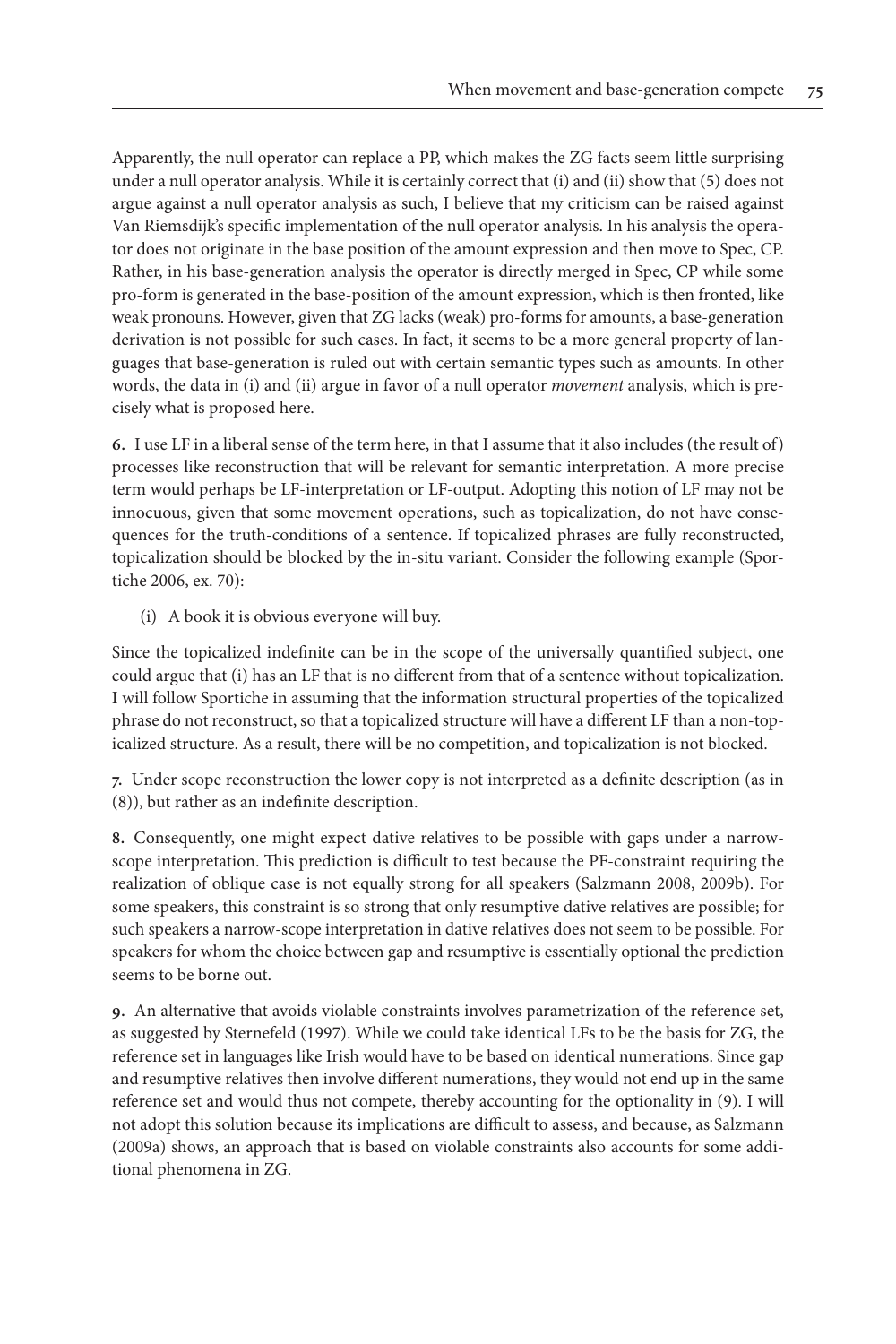Apparently, the null operator can replace a PP, which makes the ZG facts seem little surprising under a null operator analysis. While it is certainly correct that (i) and (ii) show that (5) does not argue against a null operator analysis as such, I believe that my criticism can be raised against Van Riemsdijk's specific implementation of the null operator analysis. In his analysis the operator does not originate in the base position of the amount expression and then move to Spec, CP. Rather, in his base-generation analysis the operator is directly merged in Spec, CP while some pro-form is generated in the base-position of the amount expression, which is then fronted, like weak pronouns. However, given that ZG lacks (weak) pro-forms for amounts, a base-generation derivation is not possible for such cases. In fact, it seems to be a more general property of languages that base-generation is ruled out with certain semantic types such as amounts. In other words, the data in (i) and (ii) argue in favor of a null operator *movement* analysis, which is precisely what is proposed here.

**6.** I use LF in a liberal sense of the term here, in that I assume that it also includes (the result of) processes like reconstruction that will be relevant for semantic interpretation. A more precise term would perhaps be LF-interpretation or LF-output. Adopting this notion of LF may not be innocuous, given that some movement operations, such as topicalization, do not have consequences for the truth-conditions of a sentence. If topicalized phrases are fully reconstructed, topicalization should be blocked by the in-situ variant. Consider the following example (Sportiche 2006, ex. 70):

(i) A book it is obvious everyone will buy.

Since the topicalized indefinite can be in the scope of the universally quantified subject, one could argue that (i) has an LF that is no different from that of a sentence without topicalization. I will follow Sportiche in assuming that the information structural properties of the topicalized phrase do not reconstruct, so that a topicalized structure will have a different LF than a non-topicalized structure. As a result, there will be no competition, and topicalization is not blocked.

**7.** Under scope reconstruction the lower copy is not interpreted as a definite description (as in (8)), but rather as an indefinite description.

**8.** Consequently, one might expect dative relatives to be possible with gaps under a narrow-scope interpretation. This prediction is difficult to test because the PF-constraint requiring the realization of oblique case is not equally strong for all speakers (Salzmann 2008, 2009b). For some speakers, this constraint is so strong that only resumptive dative relatives are possible; for such speakers a narrow-scope interpretation in dative relatives does not seem to be possible. For speakers for whom the choice between gap and resumptive is essentially optional the prediction seems to be borne out.

**9.** An alternative that avoids violable constraints involves parametrization of the reference set, as suggested by Sternefeld (1997). While we could take identical LFs to be the basis for ZG, the reference set in languages like Irish would have to be based on identical numerations. Since gap and resumptive relatives then involve different numerations, they would not end up in the same reference set and would thus not compete, thereby accounting for the optionality in (9). I will not adopt this solution because its implications are difficult to assess, and because, as Salzmann (2009a) shows, an approach that is based on violable constraints also accounts for some additional phenomena in ZG.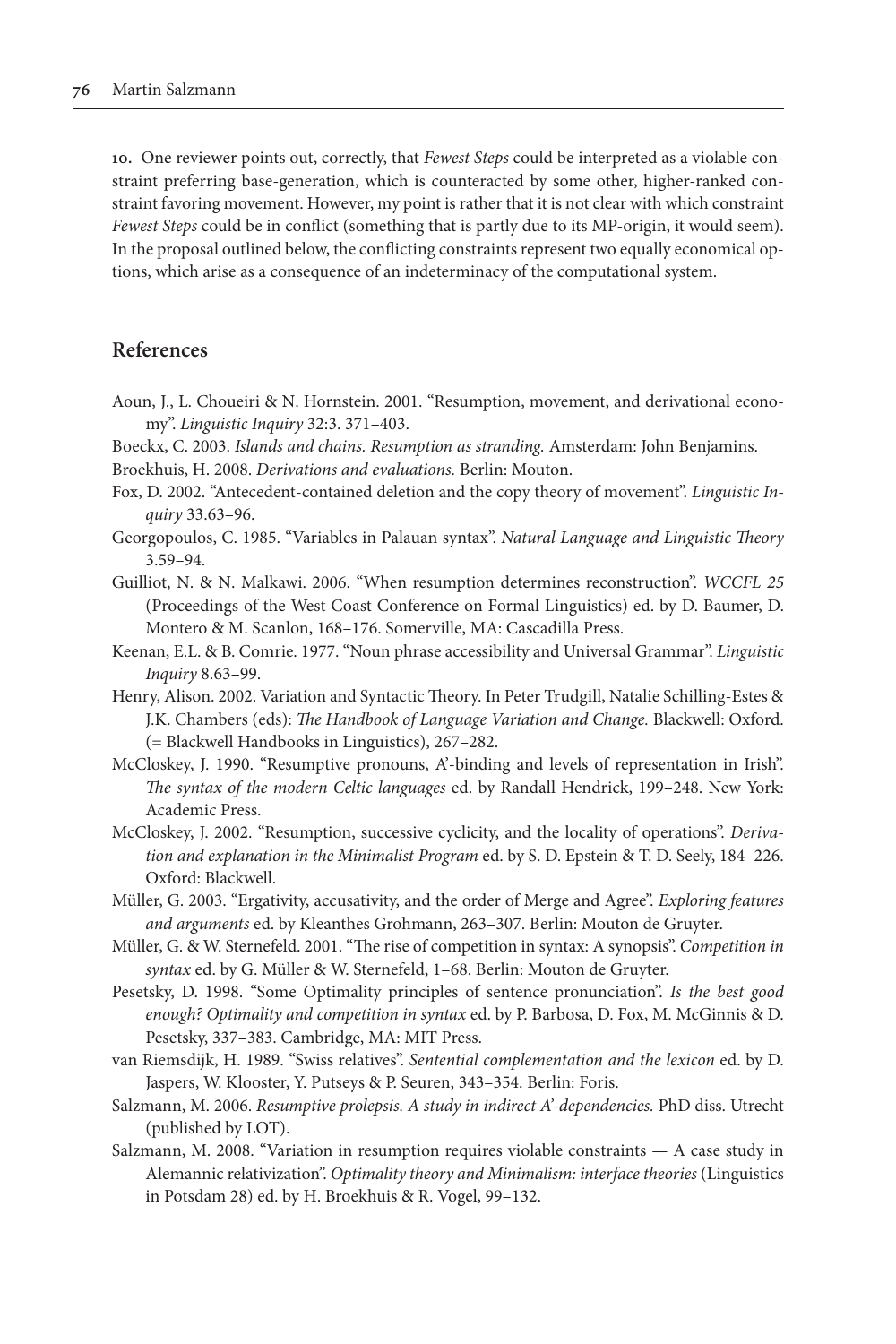**10.** One reviewer points out, correctly, that *Fewest Steps* could be interpreted as a violable constraint preferring base-generation, which is counteracted by some other, higher-ranked constraint favoring movement. However, my point is rather that it is not clear with which constraint *Fewest Steps* could be in conflict (something that is partly due to its MP-origin, it would seem). In the proposal outlined below, the conflicting constraints represent two equally economical options, which arise as a consequence of an indeterminacy of the computational system.

## References

Aoun, J., L. Choueiri & N. Hornstein. 2001. "Resumption, movement, and derivational economy". *Linguistic Inquiry* 32:3. 371–403.

Boeckx, C. 2003. *Islands and chains. Resumption as stranding.* Amsterdam: John Benjamins.

Broekhuis, H. 2008. *Derivations and evaluations.* Berlin: Mouton.

Fox, D. 2002. "Antecedent-contained deletion and the copy theory of movement". *Linguistic Inquiry* 33.63–96.

Georgopoulos, C. 1985. "Variables in Palauan syntax". *Natural Language and Linguistic Theory* 3.59–94.

Guilliot, N. & N. Malkawi. 2006. "When resumption determines reconstruction". *WCCFL 25* (Proceedings of the West Coast Conference on Formal Linguistics) ed. by D. Baumer, D. Montero & M. Scanlon, 168–176. Somerville, MA: Cascadilla Press.

Keenan, E.L. & B. Comrie. 1977. "Noun phrase accessibility and Universal Grammar". *Linguistic Inquiry* 8.63–99.

Henry, Alison. 2002. Variation and Syntactic Theory. In Peter Trudgill, Natalie Schilling-Estes & J.K. Chambers (eds): *The Handbook of Language Variation and Change.* Blackwell: Oxford. (= Blackwell Handbooks in Linguistics), 267–282.

McCloskey, J. 1990. "Resumptive pronouns, A'-binding and levels of representation in Irish". *The syntax of the modern Celtic languages* ed. by Randall Hendrick, 199–248. New York: Academic Press.

McCloskey, J. 2002. "Resumption, successive cyclicity, and the locality of operations". *Derivation and explanation in the Minimalist Program* ed. by S. D. Epstein & T. D. Seely, 184–226. Oxford: Blackwell.

Müller, G. 2003. "Ergativity, accusativity, and the order of Merge and Agree". *Exploring features and arguments* ed. by Kleanthes Grohmann, 263–307. Berlin: Mouton de Gruyter.

Müller, G. & W. Sternefeld. 2001. "The rise of competition in syntax: A synopsis". *Competition in syntax* ed. by G. Müller & W. Sternefeld, 1–68. Berlin: Mouton de Gruyter.

Pesetsky, D. 1998. "Some Optimality principles of sentence pronunciation". *Is the best good enough? Optimality and competition in syntax* ed. by P. Barbosa, D. Fox, M. McGinnis & D. Pesetsky, 337–383. Cambridge, MA: MIT Press.

van Riemsdijk, H. 1989. "Swiss relatives". *Sentential complementation and the lexicon* ed. by D. Jaspers, W. Klooster, Y. Putseys & P. Seuren, 343–354. Berlin: Foris.

Salzmann, M. 2006. *Resumptive prolepsis. A study in indirect A'-dependencies.* PhD diss. Utrecht (published by LOT).

Salzmann, M. 2008. "Variation in resumption requires violable constraints — A case study in Alemannic relativization". *Optimality theory and Minimalism: interface theories* (Linguistics in Potsdam 28) ed. by H. Broekhuis & R. Vogel, 99–132.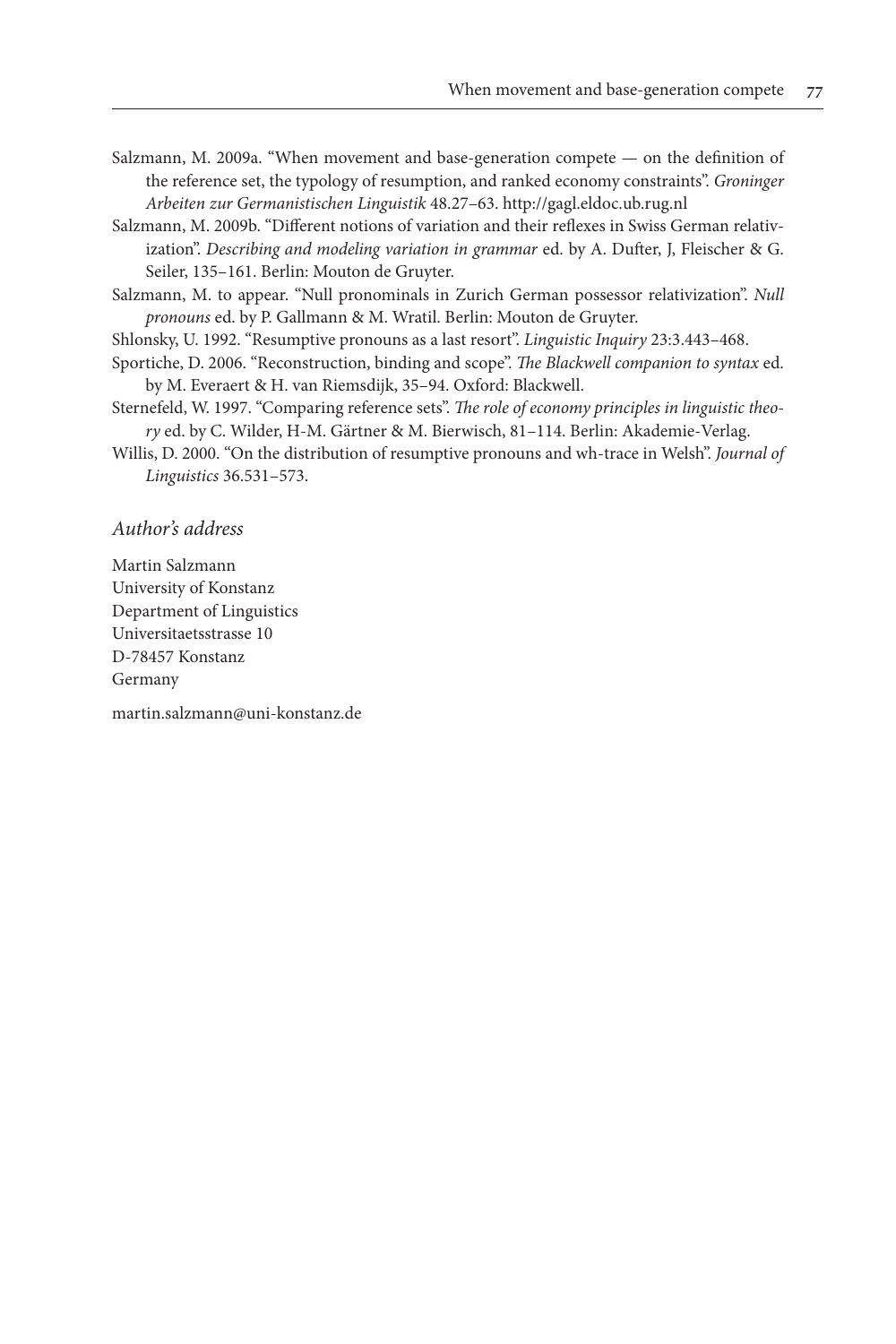Salzmann, M. 2009a. "When movement and base-generation compete — on the definition of the reference set, the typology of resumption, and ranked economy constraints". *Groninger Arbeiten zur Germanistischen Linguistik* 48.27–63. http://gagl.eldoc.ub.rug.nl

Salzmann, M. 2009b. "Different notions of variation and their reflexes in Swiss German relativization". *Describing and modeling variation in grammar* ed. by A. Dufter, J, Fleischer & G. Seiler, 135–161. Berlin: Mouton de Gruyter.

Salzmann, M. to appear. "Null pronominals in Zurich German possessor relativization". *Null pronouns* ed. by P. Gallmann & M. Wratil. Berlin: Mouton de Gruyter.

Shlonsky, U. 1992. "Resumptive pronouns as a last resort". *Linguistic Inquiry* 23:3.443–468.

Sportiche, D. 2006. "Reconstruction, binding and scope". *The Blackwell companion to syntax* ed. by M. Everaert & H. van Riemsdijk, 35–94. Oxford: Blackwell.

Sternefeld, W. 1997. "Comparing reference sets". *The role of economy principles in linguistic theory* ed. by C. Wilder, H-M. Gärtner & M. Bierwisch, 81–114. Berlin: Akademie-Verlag.

Willis, D. 2000. "On the distribution of resumptive pronouns and wh-trace in Welsh". *Journal of Linguistics* 36.531–573.

### *Author's address*

Martin Salzmann
University of Konstanz
Department of Linguistics
Universitaetsstrasse 10
D-78457 Konstanz
Germany

martin.salzmann@uni-konstanz.de